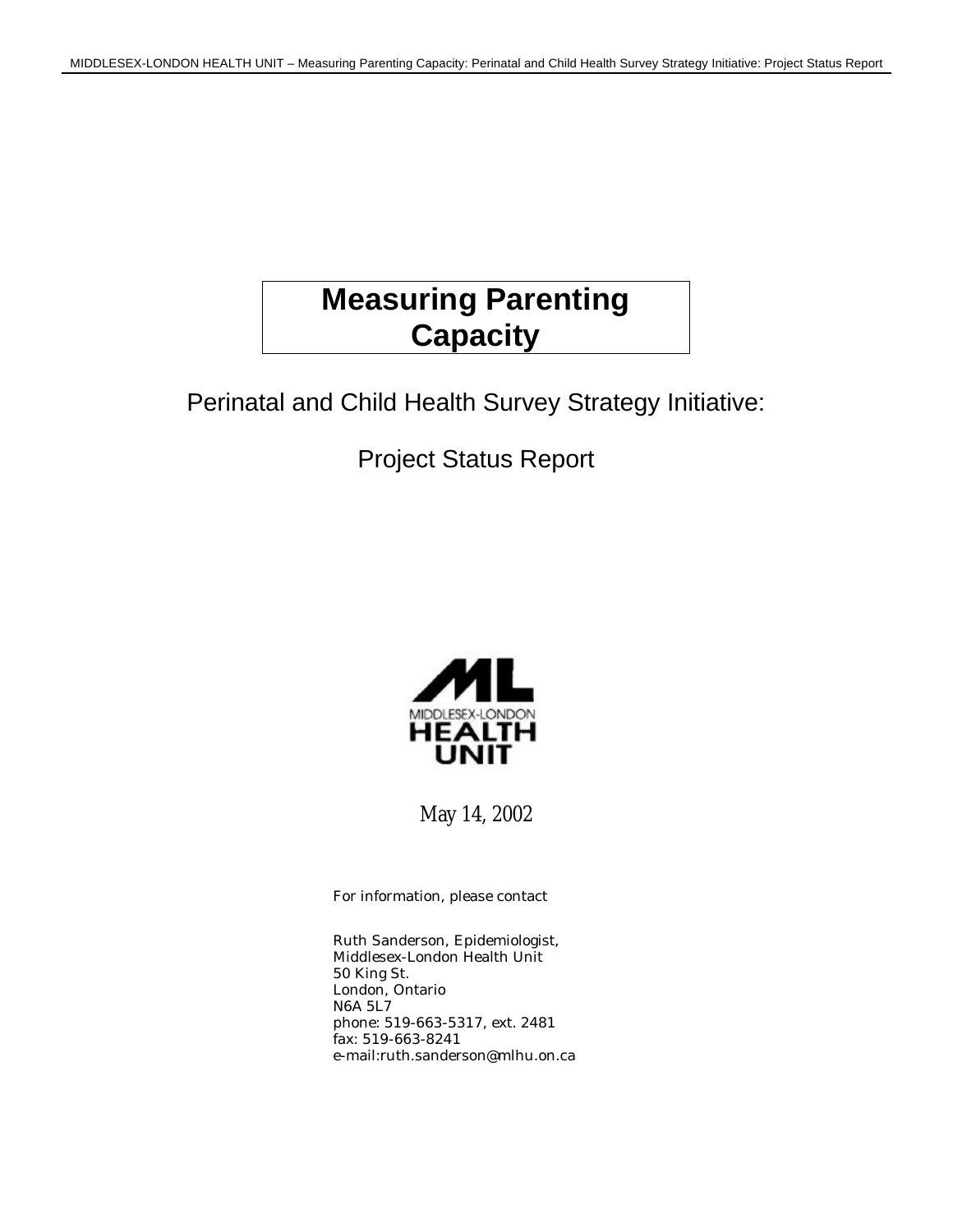# Measuring Parenting Capacity

## Perinatal and Child Health Survey Strategy Initiative:

## Project Status Report

MIDDLESEX-LONDON HEALTH UNIT

May 14, 2002

For information, please contact

Ruth Sanderson, Epidemiologist,
Middlesex-London Health Unit
50 King St.
London, Ontario
N6A 5L7
phone: 519-663-5317, ext. 2481
fax: 519-663-8241
e-mail:ruth.sanderson@mlhu.on.ca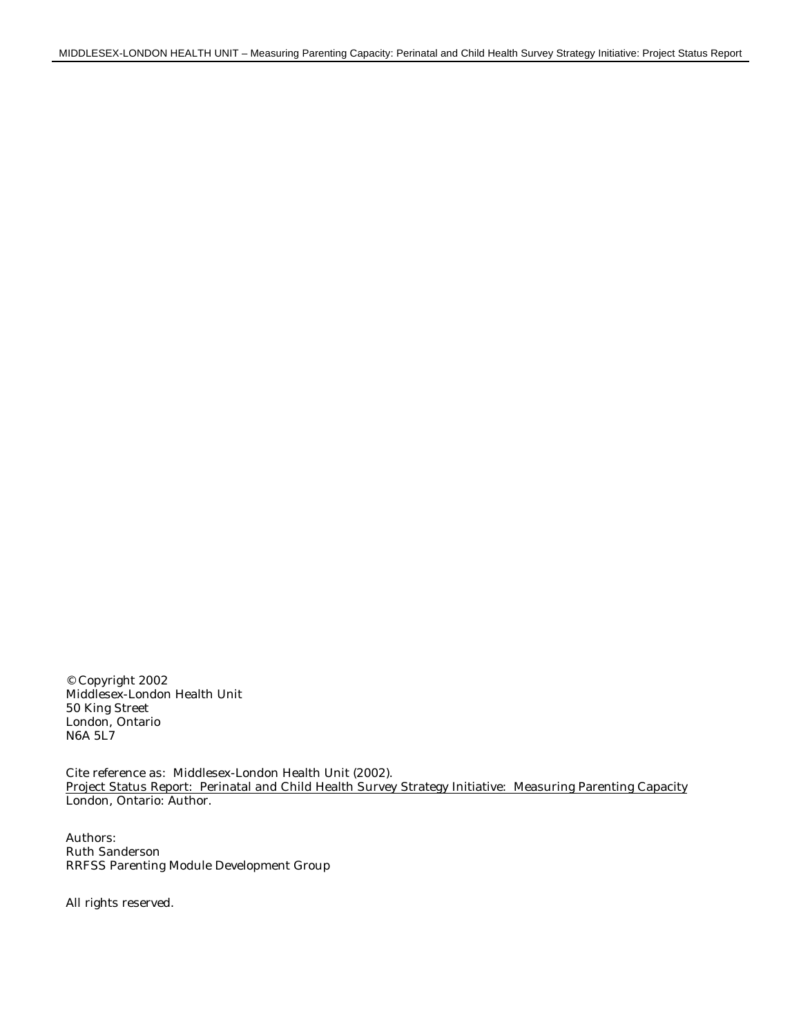© Copyright 2002
Middlesex-London Health Unit
50 King Street
London, Ontario
N6A 5L7

Cite reference as: Middlesex-London Health Unit (2002).
Project Status Report: Perinatal and Child Health Survey Strategy Initiative: Measuring Parenting Capacity
London, Ontario: Author.

Authors:
Ruth Sanderson
RRFSS Parenting Module Development Group

All rights reserved.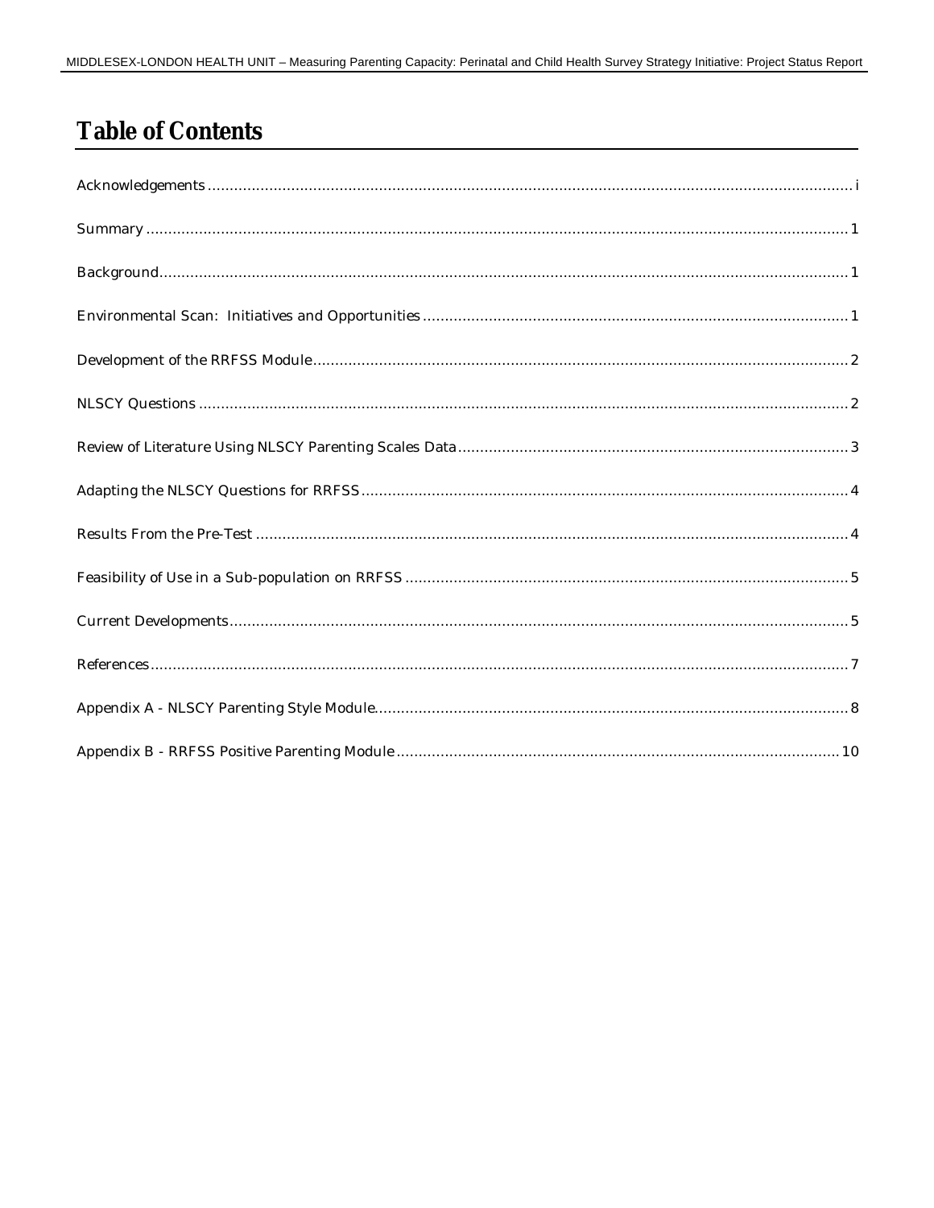# Table of Contents

Acknowledgements ........................................................................................................ i

Summary ........................................................................................................ 1

Background........................................................................................................ 1

Environmental Scan: Initiatives and Opportunities ........................................................................................................ 1

Development of the RRFSS Module........................................................................................................ 2

NLSCY Questions ........................................................................................................ 2

Review of Literature Using NLSCY Parenting Scales Data ........................................................................................................ 3

Adapting the NLSCY Questions for RRFSS ........................................................................................................ 4

Results From the Pre-Test ........................................................................................................ 4

Feasibility of Use in a Sub-population on RRFSS ........................................................................................................ 5

Current Developments........................................................................................................ 5

References........................................................................................................ 7

Appendix A - NLSCY Parenting Style Module........................................................................................................ 8

Appendix B - RRFSS Positive Parenting Module ........................................................................................................ 10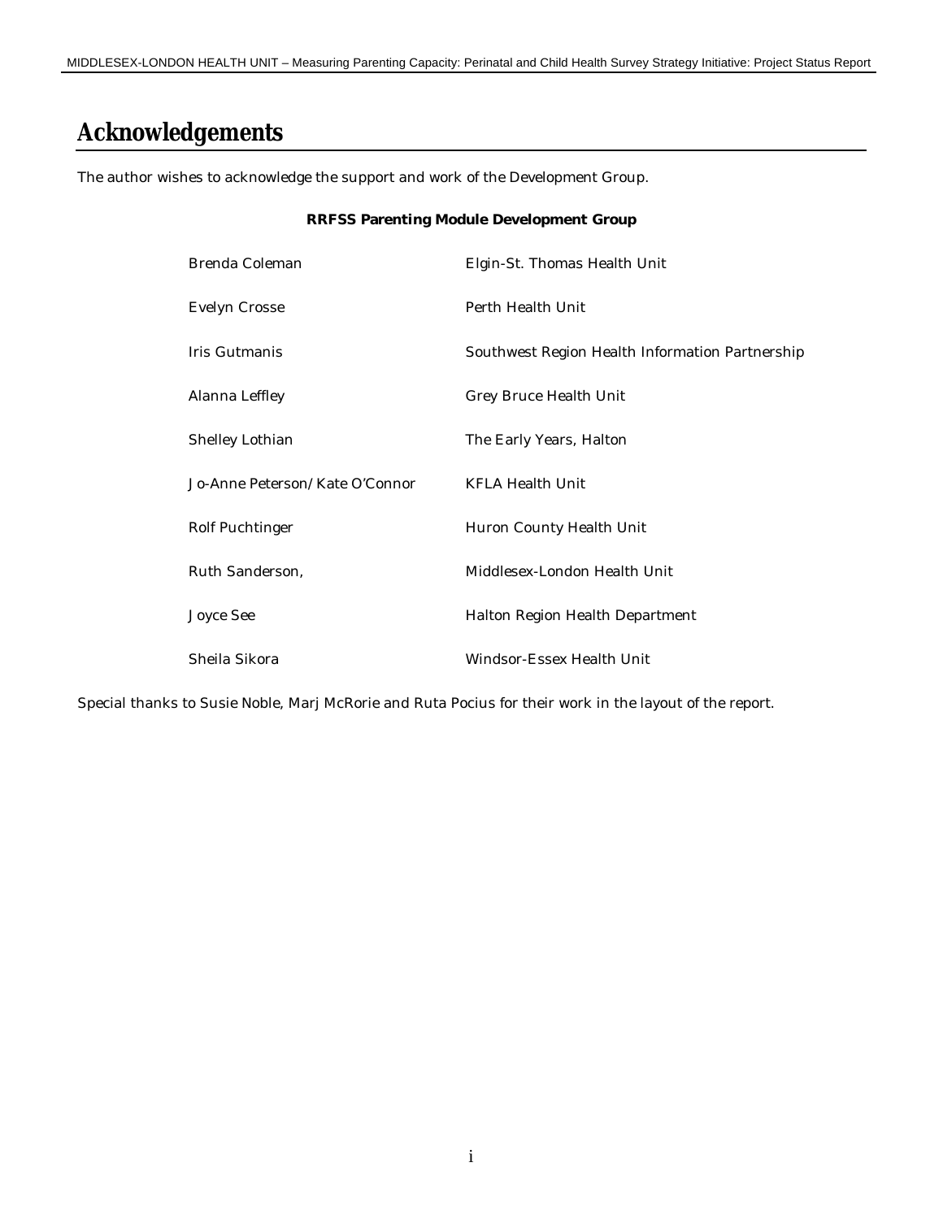# Acknowledgements

The author wishes to acknowledge the support and work of the Development Group.

**RRFSS Parenting Module Development Group**

| | |
|---|---|
| Brenda Coleman | Elgin-St. Thomas Health Unit |
| Evelyn Crosse | Perth Health Unit |
| Iris Gutmanis | Southwest Region Health Information Partnership |
| Alanna Leffley | Grey Bruce Health Unit |
| Shelley Lothian | The Early Years, Halton |
| Jo-Anne Peterson/Kate O'Connor | KFLA Health Unit |
| Rolf Puchtinger | Huron County Health Unit |
| Ruth Sanderson, | Middlesex-London Health Unit |
| Joyce See | Halton Region Health Department |
| Sheila Sikora | Windsor-Essex Health Unit |

Special thanks to Susie Noble, Marj McRorie and Ruta Pocius for their work in the layout of the report.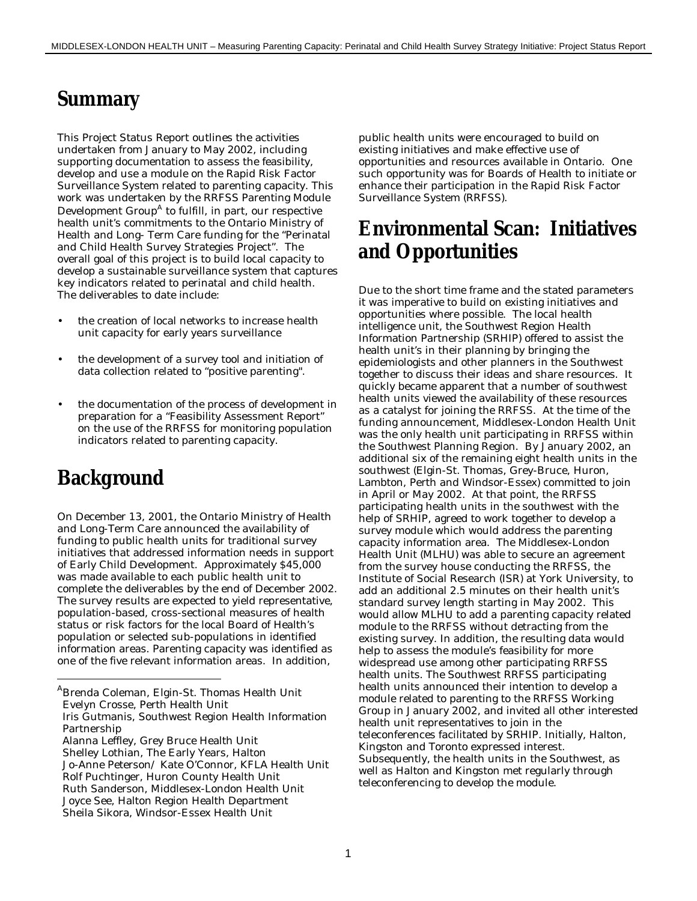# Summary

This Project Status Report outlines the activities undertaken from January to May 2002, including supporting documentation to assess the feasibility, develop and use a module on the Rapid Risk Factor Surveillance System related to parenting capacity. This work was undertaken by the RRFSS Parenting Module Development Group[A] to fulfill, in part, our respective health unit's commitments to the Ontario Ministry of Health and Long- Term Care funding for the "Perinatal and Child Health Survey Strategies Project". The overall goal of this project is to build local capacity to develop a sustainable surveillance system that captures key indicators related to perinatal and child health. The deliverables to date include:

- the creation of local networks to increase health unit capacity for early years surveillance
- the development of a survey tool and initiation of data collection related to "positive parenting".
- the documentation of the process of development in preparation for a "Feasibility Assessment Report" on the use of the RRFSS for monitoring population indicators related to parenting capacity.

# Background

On December 13, 2001, the Ontario Ministry of Health and Long-Term Care announced the availability of funding to public health units for traditional survey initiatives that addressed information needs in support of Early Child Development. Approximately $45,000 was made available to each public health unit to complete the deliverables by the end of December 2002. The survey results are expected to yield representative, population-based, cross-sectional measures of health status or risk factors for the local Board of Health's population or selected sub-populations in identified information areas. Parenting capacity was identified as one of the five relevant information areas. In addition, public health units were encouraged to build on existing initiatives and make effective use of opportunities and resources available in Ontario. One such opportunity was for Boards of Health to initiate or enhance their participation in the Rapid Risk Factor Surveillance System (RRFSS).

# Environmental Scan: Initiatives and Opportunities

Due to the short time frame and the stated parameters it was imperative to build on existing initiatives and opportunities where possible. The local health intelligence unit, the Southwest Region Health Information Partnership (SRHIP) offered to assist the health unit's in their planning by bringing the epidemiologists and other planners in the Southwest together to discuss their ideas and share resources. It quickly became apparent that a number of southwest health units viewed the availability of these resources as a catalyst for joining the RRFSS. At the time of the funding announcement, Middlesex-London Health Unit was the only health unit participating in RRFSS within the Southwest Planning Region. By January 2002, an additional six of the remaining eight health units in the southwest (Elgin-St. Thomas, Grey-Bruce, Huron, Lambton, Perth and Windsor-Essex) committed to join in April or May 2002. At that point, the RRFSS participating health units in the southwest with the help of SRHIP, agreed to work together to develop a survey module which would address the parenting capacity information area. The Middlesex-London Health Unit (MLHU) was able to secure an agreement from the survey house conducting the RRFSS, the Institute of Social Research (ISR) at York University, to add an additional 2.5 minutes on their health unit's standard survey length starting in May 2002. This would allow MLHU to add a parenting capacity related module to the RRFSS without detracting from the existing survey. In addition, the resulting data would help to assess the module's feasibility for more widespread use among other participating RRFSS health units. The Southwest RRFSS participating health units announced their intention to develop a module related to parenting to the RRFSS Working Group in January 2002, and invited all other interested health unit representatives to join in the teleconferences facilitated by SRHIP. Initially, Halton, Kingston and Toronto expressed interest. Subsequently, the health units in the Southwest, as well as Halton and Kingston met regularly through teleconferencing to develop the module.

---

[A] Brenda Coleman, Elgin-St. Thomas Health Unit
Evelyn Crosse, Perth Health Unit
Iris Gutmanis, Southwest Region Health Information Partnership
Alanna Leffley, Grey Bruce Health Unit
Shelley Lothian, The Early Years, Halton
Jo-Anne Peterson/ Kate O'Connor, KFLA Health Unit
Rolf Puchtinger, Huron County Health Unit
Ruth Sanderson, Middlesex-London Health Unit
Joyce See, Halton Region Health Department
Sheila Sikora, Windsor-Essex Health Unit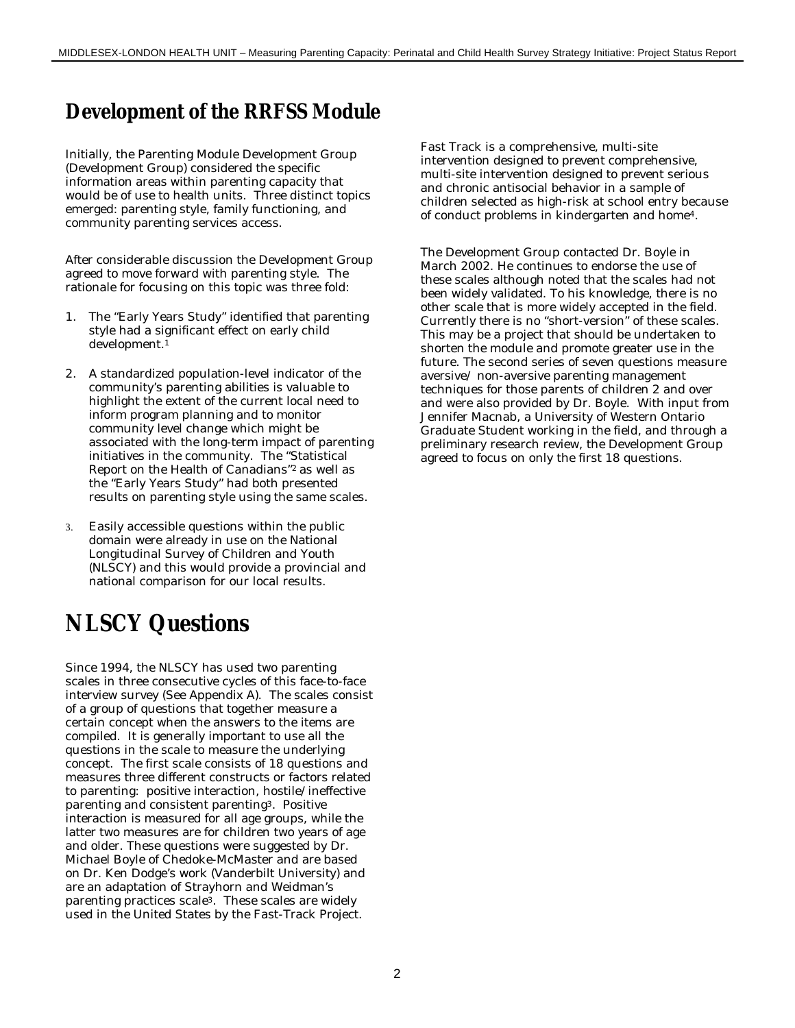## Development of the RRFSS Module

Initially, the Parenting Module Development Group (Development Group) considered the specific information areas within parenting capacity that would be of use to health units. Three distinct topics emerged: parenting style, family functioning, and community parenting services access.

After considerable discussion the Development Group agreed to move forward with parenting style. The rationale for focusing on this topic was three fold:

1. The "Early Years Study" identified that parenting style had a significant effect on early child development.[1]
2. A standardized population-level indicator of the community's parenting abilities is valuable to highlight the extent of the current local need to inform program planning and to monitor community level change which might be associated with the long-term impact of parenting initiatives in the community. The "Statistical Report on the Health of Canadians"[2] as well as the "Early Years Study" had both presented results on parenting style using the same scales.
3. Easily accessible questions within the public domain were already in use on the National Longitudinal Survey of Children and Youth (NLSCY) and this would provide a provincial and national comparison for our local results.

# NLSCY Questions

Since 1994, the NLSCY has used two parenting scales in three consecutive cycles of this face-to-face interview survey (See Appendix A). The scales consist of a group of questions that together measure a certain concept when the answers to the items are compiled. It is generally important to use all the questions in the scale to measure the underlying concept. The first scale consists of 18 questions and measures three different constructs or factors related to parenting: positive interaction, hostile/ineffective parenting and consistent parenting[3]. Positive interaction is measured for all age groups, while the latter two measures are for children two years of age and older. These questions were suggested by Dr. Michael Boyle of Chedoke-McMaster and are based on Dr. Ken Dodge's work (Vanderbilt University) and are an adaptation of Strayhorn and Weidman's parenting practices scale[3]. These scales are widely used in the United States by the Fast-Track Project.

Fast Track is a comprehensive, multi-site intervention designed to prevent comprehensive, multi-site intervention designed to prevent serious and chronic antisocial behavior in a sample of children selected as high-risk at school entry because of conduct problems in kindergarten and home[4].

The Development Group contacted Dr. Boyle in March 2002. He continues to endorse the use of these scales although noted that the scales had not been widely validated. To his knowledge, there is no other scale that is more widely accepted in the field. Currently there is no "short-version" of these scales. This may be a project that should be undertaken to shorten the module and promote greater use in the future. The second series of seven questions measure aversive/ non-aversive parenting management techniques for those parents of children 2 and over and were also provided by Dr. Boyle. With input from Jennifer Macnab, a University of Western Ontario Graduate Student working in the field, and through a preliminary research review, the Development Group agreed to focus on only the first 18 questions.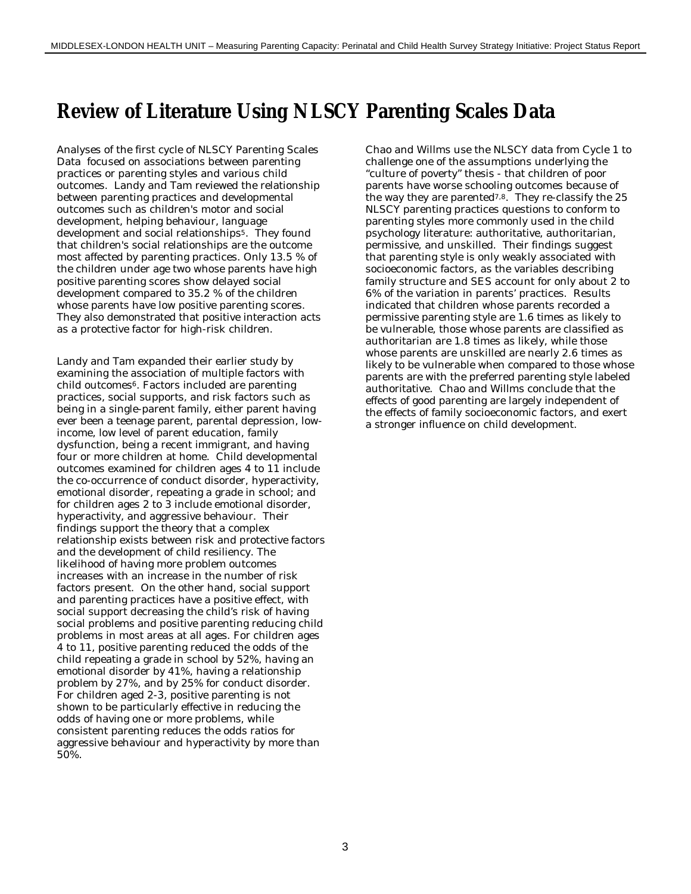# Review of Literature Using NLSCY Parenting Scales Data

Analyses of the first cycle of NLSCY Parenting Scales Data focused on associations between parenting practices or parenting styles and various child outcomes. Landy and Tam reviewed the relationship between parenting practices and developmental outcomes such as children's motor and social development, helping behaviour, language development and social relationships[5]. They found that children's social relationships are the outcome most affected by parenting practices. Only 13.5 % of the children under age two whose parents have high positive parenting scores show delayed social development compared to 35.2 % of the children whose parents have low positive parenting scores. They also demonstrated that positive interaction acts as a protective factor for high-risk children.

Landy and Tam expanded their earlier study by examining the association of multiple factors with child outcomes[6]. Factors included are parenting practices, social supports, and risk factors such as being in a single-parent family, either parent having ever been a teenage parent, parental depression, low-income, low level of parent education, family dysfunction, being a recent immigrant, and having four or more children at home. Child developmental outcomes examined for children ages 4 to 11 include the co-occurrence of conduct disorder, hyperactivity, emotional disorder, repeating a grade in school; and for children ages 2 to 3 include emotional disorder, hyperactivity, and aggressive behaviour. Their findings support the theory that a complex relationship exists between risk and protective factors and the development of child resiliency. The likelihood of having more problem outcomes increases with an increase in the number of risk factors present. On the other hand, social support and parenting practices have a positive effect, with social support decreasing the child's risk of having social problems and positive parenting reducing child problems in most areas at all ages. For children ages 4 to 11, positive parenting reduced the odds of the child repeating a grade in school by 52%, having an emotional disorder by 41%, having a relationship problem by 27%, and by 25% for conduct disorder. For children aged 2-3, positive parenting is not shown to be particularly effective in reducing the odds of having one or more problems, while consistent parenting reduces the odds ratios for aggressive behaviour and hyperactivity by more than 50%.

Chao and Willms use the NLSCY data from Cycle 1 to challenge one of the assumptions underlying the "culture of poverty" thesis - that children of poor parents have worse schooling outcomes because of the way they are parented[7,8]. They re-classify the 25 NLSCY parenting practices questions to conform to parenting styles more commonly used in the child psychology literature: authoritative, authoritarian, permissive, and unskilled. Their findings suggest that parenting style is only weakly associated with socioeconomic factors, as the variables describing family structure and SES account for only about 2 to 6% of the variation in parents' practices. Results indicated that children whose parents recorded a permissive parenting style are 1.6 times as likely to be vulnerable, those whose parents are classified as authoritarian are 1.8 times as likely, while those whose parents are unskilled are nearly 2.6 times as likely to be vulnerable when compared to those whose parents are with the preferred parenting style labeled authoritative. Chao and Willms conclude that the effects of good parenting are largely independent of the effects of family socioeconomic factors, and exert a stronger influence on child development.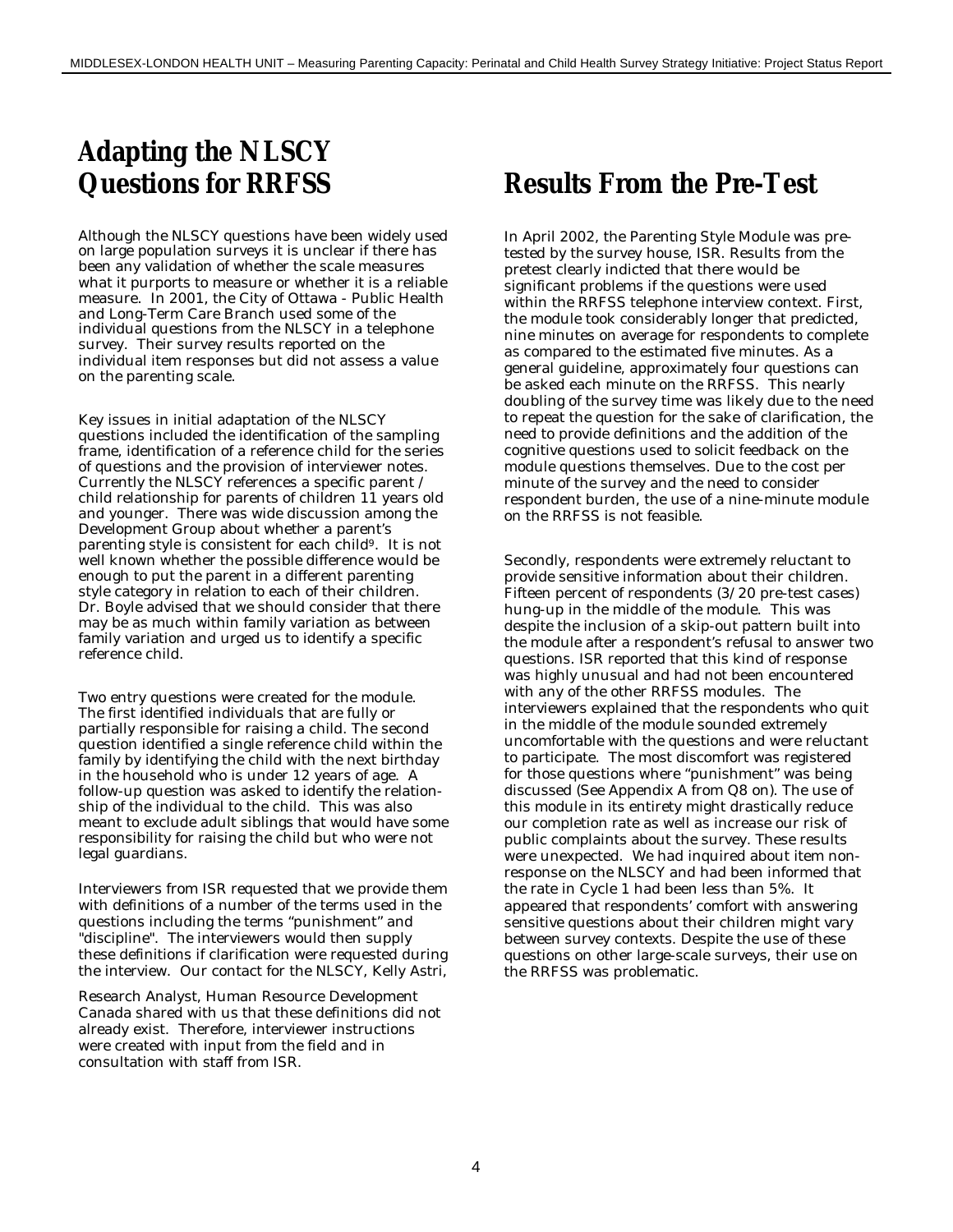## Adapting the NLSCY Questions for RRFSS

Although the NLSCY questions have been widely used on large population surveys it is unclear if there has been any validation of whether the scale measures what it purports to measure or whether it is a reliable measure. In 2001, the City of Ottawa - Public Health and Long-Term Care Branch used some of the individual questions from the NLSCY in a telephone survey. Their survey results reported on the individual item responses but did not assess a value on the parenting scale.

Key issues in initial adaptation of the NLSCY questions included the identification of the sampling frame, identification of a reference child for the series of questions and the provision of interviewer notes. Currently the NLSCY references a specific parent / child relationship for parents of children 11 years old and younger. There was wide discussion among the Development Group about whether a parent's parenting style is consistent for each child[9]. It is not well known whether the possible difference would be enough to put the parent in a different parenting style category in relation to each of their children. Dr. Boyle advised that we should consider that there may be as much within family variation as between family variation and urged us to identify a specific reference child.

Two entry questions were created for the module. The first identified individuals that are fully or partially responsible for raising a child. The second question identified a single reference child within the family by identifying the child with the next birthday in the household who is under 12 years of age. A follow-up question was asked to identify the relationship of the individual to the child. This was also meant to exclude adult siblings that would have some responsibility for raising the child but who were not legal guardians.

Interviewers from ISR requested that we provide them with definitions of a number of the terms used in the questions including the terms "punishment" and "discipline". The interviewers would then supply these definitions if clarification were requested during the interview. Our contact for the NLSCY, Kelly Astri, Research Analyst, Human Resource Development Canada shared with us that these definitions did not already exist. Therefore, interviewer instructions were created with input from the field and in consultation with staff from ISR.

## Results From the Pre-Test

In April 2002, the Parenting Style Module was pre-tested by the survey house, ISR. Results from the pretest clearly indicted that there would be significant problems if the questions were used within the RRFSS telephone interview context. First, the module took considerably longer that predicted, nine minutes on average for respondents to complete as compared to the estimated five minutes. As a general guideline, approximately four questions can be asked each minute on the RRFSS. This nearly doubling of the survey time was likely due to the need to repeat the question for the sake of clarification, the need to provide definitions and the addition of the cognitive questions used to solicit feedback on the module questions themselves. Due to the cost per minute of the survey and the need to consider respondent burden, the use of a nine-minute module on the RRFSS is not feasible.

Secondly, respondents were extremely reluctant to provide sensitive information about their children. Fifteen percent of respondents (3/20 pre-test cases) hung-up in the middle of the module. This was despite the inclusion of a skip-out pattern built into the module after a respondent's refusal to answer two questions. ISR reported that this kind of response was highly unusual and had not been encountered with any of the other RRFSS modules. The interviewers explained that the respondents who quit in the middle of the module sounded extremely uncomfortable with the questions and were reluctant to participate. The most discomfort was registered for those questions where "punishment" was being discussed (See Appendix A from Q8 on). The use of this module in its entirety might drastically reduce our completion rate as well as increase our risk of public complaints about the survey. These results were unexpected. We had inquired about item non-response on the NLSCY and had been informed that the rate in Cycle 1 had been less than 5%. It appeared that respondents' comfort with answering sensitive questions about their children might vary between survey contexts. Despite the use of these questions on other large-scale surveys, their use on the RRFSS was problematic.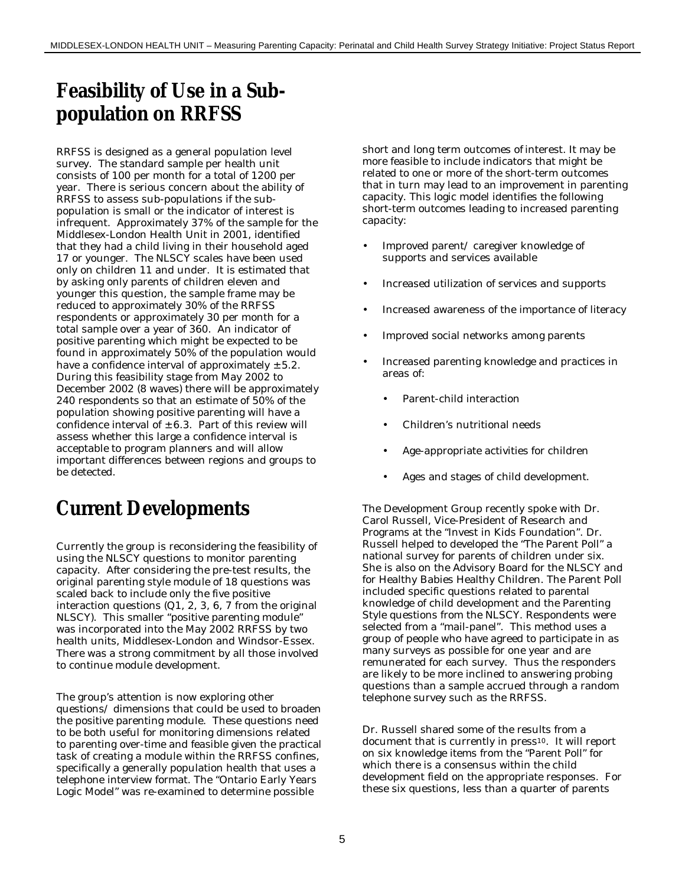# Feasibility of Use in a Sub-population on RRFSS

RRFSS is designed as a general population level survey. The standard sample per health unit consists of 100 per month for a total of 1200 per year. There is serious concern about the ability of RRFSS to assess sub-populations if the sub-population is small or the indicator of interest is infrequent. Approximately 37% of the sample for the Middlesex-London Health Unit in 2001, identified that they had a child living in their household aged 17 or younger. The NLSCY scales have been used only on children 11 and under. It is estimated that by asking only parents of children eleven and younger this question, the sample frame may be reduced to approximately 30% of the RRFSS respondents or approximately 30 per month for a total sample over a year of 360. An indicator of positive parenting which might be expected to be found in approximately 50% of the population would have a confidence interval of approximately ±5.2. During this feasibility stage from May 2002 to December 2002 (8 waves) there will be approximately 240 respondents so that an estimate of 50% of the population showing positive parenting will have a confidence interval of ±6.3. Part of this review will assess whether this large a confidence interval is acceptable to program planners and will allow important differences between regions and groups to be detected.

# Current Developments

Currently the group is reconsidering the feasibility of using the NLSCY questions to monitor parenting capacity. After considering the pre-test results, the original parenting style module of 18 questions was scaled back to include only the five positive interaction questions (Q1, 2, 3, 6, 7 from the original NLSCY). This smaller "positive parenting module" was incorporated into the May 2002 RRFSS by two health units, Middlesex-London and Windsor-Essex. There was a strong commitment by all those involved to continue module development.

The group's attention is now exploring other questions/ dimensions that could be used to broaden the positive parenting module. These questions need to be both useful for monitoring dimensions related to parenting over-time and feasible given the practical task of creating a module within the RRFSS confines, specifically a generally population health that uses a telephone interview format. The "Ontario Early Years Logic Model" was re-examined to determine possible short and long term outcomes of interest. It may be more feasible to include indicators that might be related to one or more of the short-term outcomes that in turn may lead to an improvement in parenting capacity. This logic model identifies the following short-term outcomes leading to increased parenting capacity:

- Improved parent/ caregiver knowledge of supports and services available
- Increased utilization of services and supports
- Increased awareness of the importance of literacy
- Improved social networks among parents
- Increased parenting knowledge and practices in areas of:
  - Parent-child interaction
  - Children's nutritional needs
  - Age-appropriate activities for children
  - Ages and stages of child development.

The Development Group recently spoke with Dr. Carol Russell, Vice-President of Research and Programs at the "Invest in Kids Foundation". Dr. Russell helped to developed the "The Parent Poll" a national survey for parents of children under six. She is also on the Advisory Board for the NLSCY and for Healthy Babies Healthy Children. The Parent Poll included specific questions related to parental knowledge of child development and the Parenting Style questions from the NLSCY. Respondents were selected from a "mail-panel". This method uses a group of people who have agreed to participate in as many surveys as possible for one year and are remunerated for each survey. Thus the responders are likely to be more inclined to answering probing questions than a sample accrued through a random telephone survey such as the RRFSS.

Dr. Russell shared some of the results from a document that is currently in press[10]. It will report on six knowledge items from the "Parent Poll" for which there is a consensus within the child development field on the appropriate responses. For these six questions, less than a quarter of parents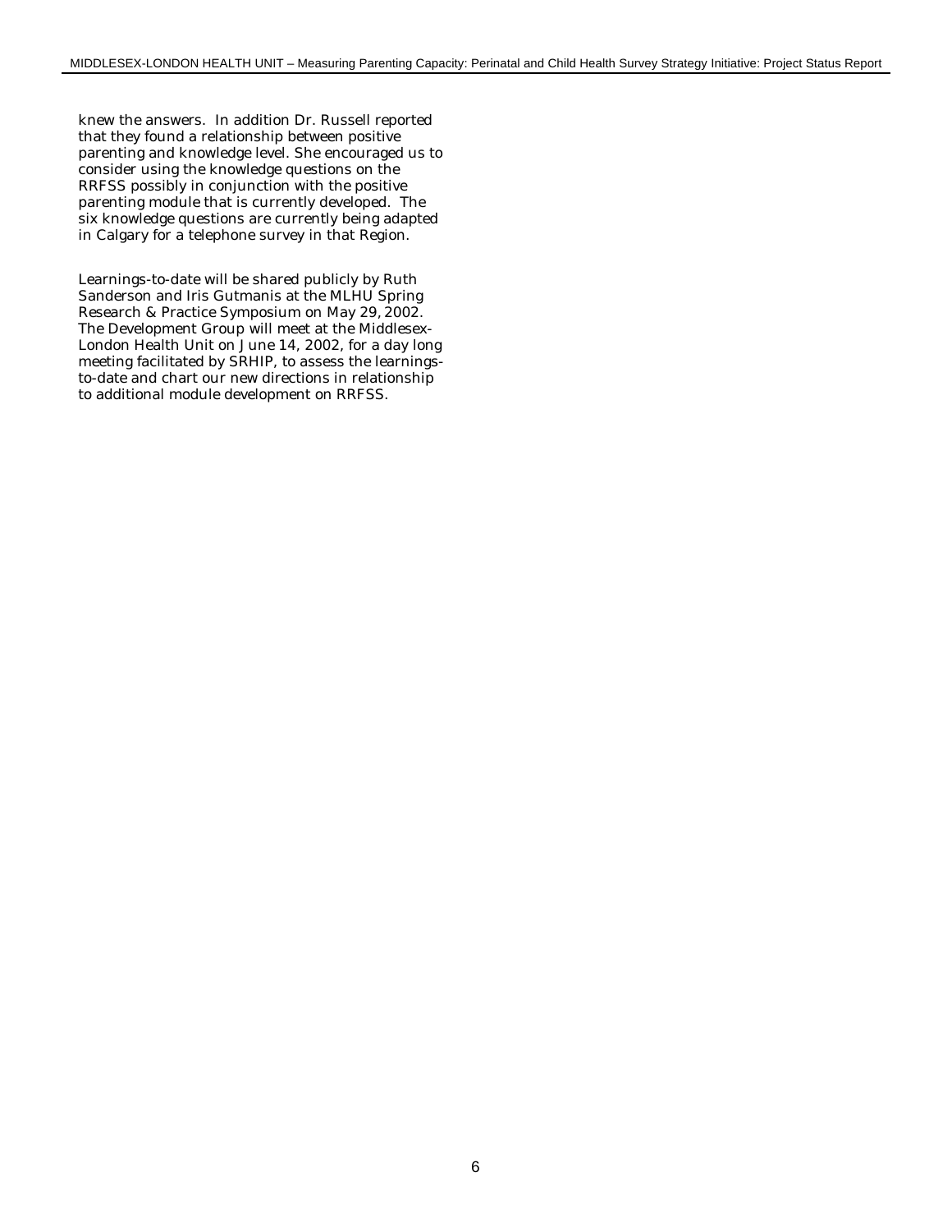knew the answers. In addition Dr. Russell reported that they found a relationship between positive parenting and knowledge level. She encouraged us to consider using the knowledge questions on the RRFSS possibly in conjunction with the positive parenting module that is currently developed. The six knowledge questions are currently being adapted in Calgary for a telephone survey in that Region.

Learnings-to-date will be shared publicly by Ruth Sanderson and Iris Gutmanis at the MLHU Spring Research & Practice Symposium on May 29, 2002. The Development Group will meet at the Middlesex-London Health Unit on June 14, 2002, for a day long meeting facilitated by SRHIP, to assess the learnings-to-date and chart our new directions in relationship to additional module development on RRFSS.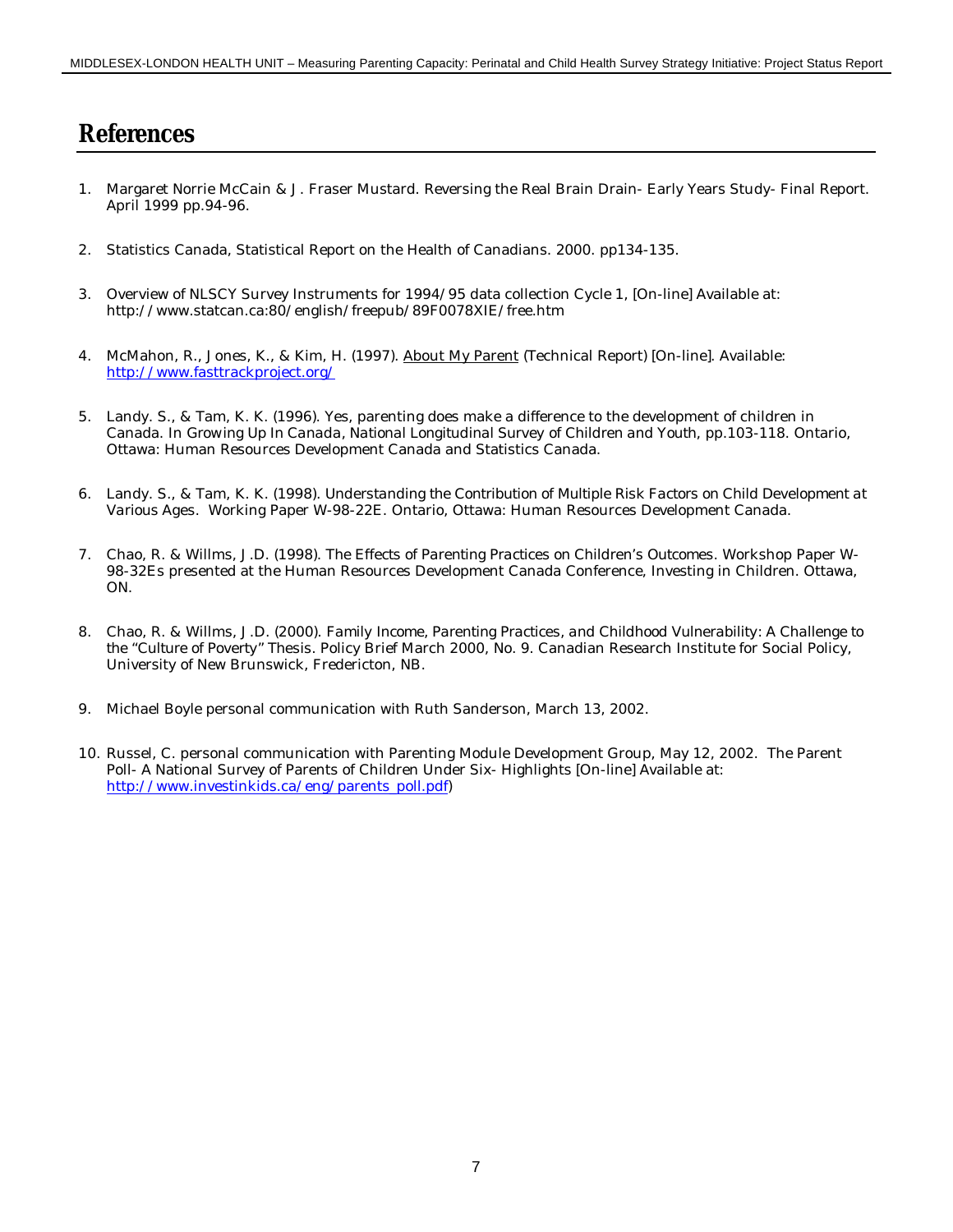# References

1. Margaret Norrie McCain & J. Fraser Mustard. Reversing the Real Brain Drain- Early Years Study- Final Report. April 1999 pp.94-96.

2. Statistics Canada, Statistical Report on the Health of Canadians. 2000. pp134-135.

3. Overview of NLSCY Survey Instruments for 1994/95 data collection Cycle 1, [On-line] Available at: http://www.statcan.ca:80/english/freepub/89F0078XIE/free.htm

4. McMahon, R., Jones, K., & Kim, H. (1997). About My Parent (Technical Report) [On-line]. Available: http://www.fasttrackproject.org/

5. Landy. S., & Tam, K. K. (1996). Yes, parenting does make a difference to the development of children in Canada. In *Growing Up In Canada*, National Longitudinal Survey of Children and Youth, pp.103-118. Ontario, Ottawa: Human Resources Development Canada and Statistics Canada.

6. Landy. S., & Tam, K. K. (1998). *Understanding the Contribution of Multiple Risk Factors on Child Development at Various Ages*. Working Paper W-98-22E. Ontario, Ottawa: Human Resources Development Canada.

7. Chao, R. & Willms, J.D. (1998). *The Effects of Parenting Practices on Children's Outcomes*. Workshop Paper W-98-32Es presented at the Human Resources Development Canada Conference, Investing in Children. Ottawa, ON.

8. Chao, R. & Willms, J.D. (2000). *Family Income, Parenting Practices, and Childhood Vulnerability: A Challenge to the "Culture of Poverty" Thesis*. Policy Brief March 2000, No. 9. Canadian Research Institute for Social Policy, University of New Brunswick, Fredericton, NB.

9. Michael Boyle personal communication with Ruth Sanderson, March 13, 2002.

10. Russel, C. personal communication with Parenting Module Development Group, May 12, 2002. The Parent Poll- A National Survey of Parents of Children Under Six- Highlights [On-line] Available at: http://www.investinkids.ca/eng/parents_poll.pdf)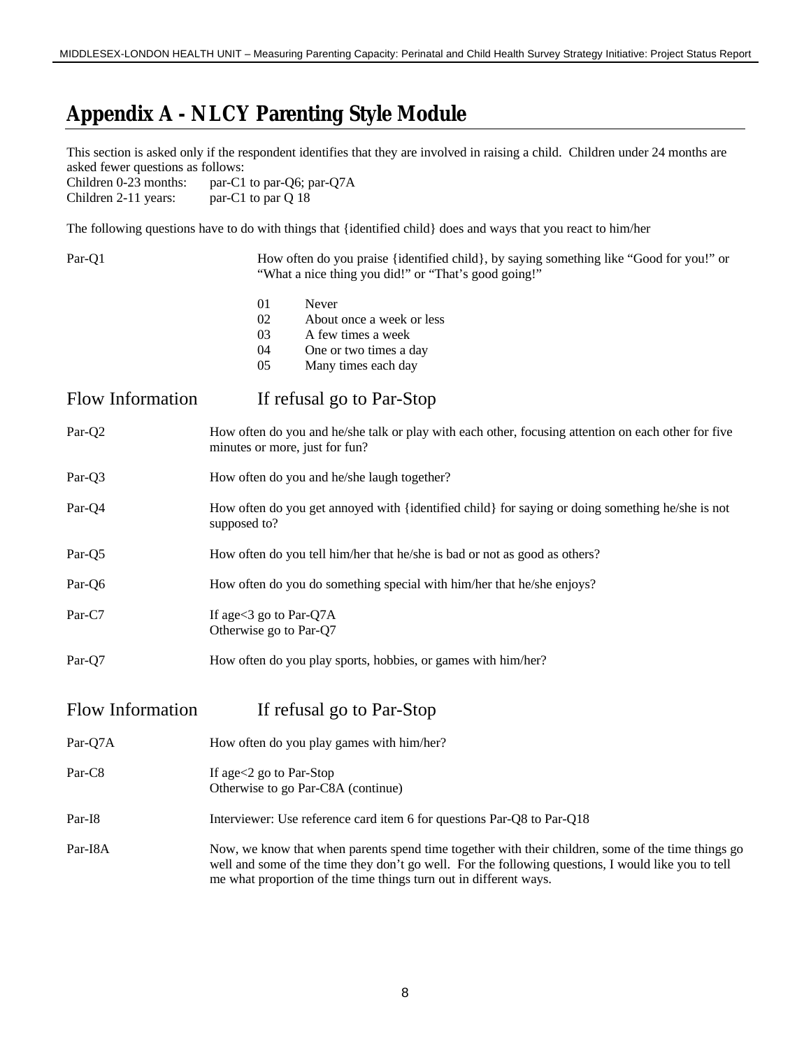# Appendix A - NLCY Parenting Style Module

This section is asked only if the respondent identifies that they are involved in raising a child. Children under 24 months are asked fewer questions as follows:

Children 0-23 months: par-C1 to par-Q6; par-Q7A
Children 2-11 years: par-C1 to par Q 18

The following questions have to do with things that {identified child} does and ways that you react to him/her

Par-Q1 How often do you praise {identified child}, by saying something like "Good for you!" or "What a nice thing you did!" or "That's good going!"

- 01 Never
- 02 About once a week or less
- 03 A few times a week
- 04 One or two times a day
- 05 Many times each day

Flow Information If refusal go to Par-Stop

Par-Q2 How often do you and he/she talk or play with each other, focusing attention on each other for five minutes or more, just for fun?

Par-Q3 How often do you and he/she laugh together?

Par-Q4 How often do you get annoyed with {identified child} for saying or doing something he/she is not supposed to?

Par-Q5 How often do you tell him/her that he/she is bad or not as good as others?

Par-Q6 How often do you do something special with him/her that he/she enjoys?

Par-C7 If age<3 go to Par-Q7A
Otherwise go to Par-Q7

Par-Q7 How often do you play sports, hobbies, or games with him/her?

Flow Information If refusal go to Par-Stop

Par-Q7A How often do you play games with him/her?

Par-C8 If age<2 go to Par-Stop
Otherwise to go Par-C8A (continue)

Par-I8 Interviewer: Use reference card item 6 for questions Par-Q8 to Par-Q18

Par-I8A Now, we know that when parents spend time together with their children, some of the time things go well and some of the time they don't go well. For the following questions, I would like you to tell me what proportion of the time things turn out in different ways.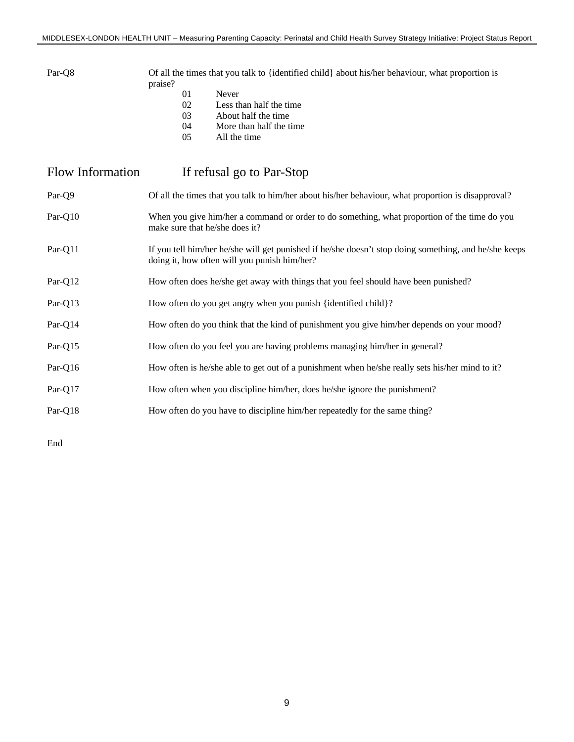Par-Q8 Of all the times that you talk to {identified child} about his/her behaviour, what proportion is praise?

- 01 Never
- 02 Less than half the time
- 03 About half the time
- 04 More than half the time
- 05 All the time

## Flow Information  If refusal go to Par-Stop

Par-Q9 Of all the times that you talk to him/her about his/her behaviour, what proportion is disapproval?

Par-Q10 When you give him/her a command or order to do something, what proportion of the time do you make sure that he/she does it?

Par-Q11 If you tell him/her he/she will get punished if he/she doesn't stop doing something, and he/she keeps doing it, how often will you punish him/her?

Par-Q12 How often does he/she get away with things that you feel should have been punished?

Par-Q13 How often do you get angry when you punish {identified child}?

Par-Q14 How often do you think that the kind of punishment you give him/her depends on your mood?

Par-Q15 How often do you feel you are having problems managing him/her in general?

Par-Q16 How often is he/she able to get out of a punishment when he/she really sets his/her mind to it?

Par-Q17 How often when you discipline him/her, does he/she ignore the punishment?

Par-Q18 How often do you have to discipline him/her repeatedly for the same thing?

End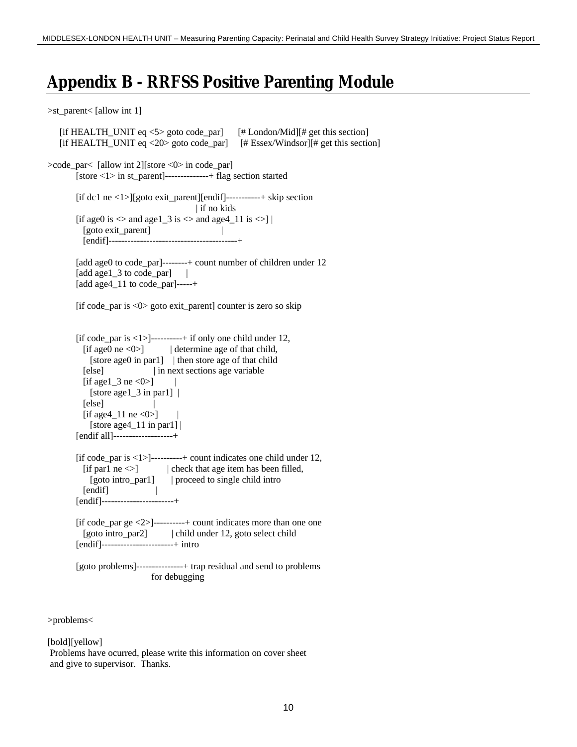# Appendix B - RRFSS Positive Parenting Module

```
>st_parent< [allow int 1]

    [if HEALTH_UNIT eq <5> goto code_par]      [# London/Mid][# get this section]
    [if HEALTH_UNIT eq <20> goto code_par]     [# Essex/Windsor][# get this section]

>code_par<  [allow int 2][store <0> in code_par]
        [store <1> in st_parent]--------------+ flag section started

        [if dc1 ne <1>][goto exit_parent][endif]-----------+ skip section
                                                 | if no kids
        [if age0 is <> and age1_3 is <> and age4_11 is <>] |
          [goto exit_parent]                             |
          [endif]-----------------------------------------+

        [add age0 to code_par]--------+ count number of children under 12
        [add age1_3 to code_par]      |
        [add age4_11 to code_par]-----+

        [if code_par is <0> goto exit_parent] counter is zero so skip


        [if code_par is <1>]----------+ if only one child under 12,
          [if age0 ne <0>]            | determine age of that child,
            [store age0 in par1]      | then store age of that child
          [else]                      | in next sections age variable
          [if age1_3 ne <0>]          |
            [store age1_3 in par1]    |
          [else]                      |
          [if age4_11 ne <0>]         |
            [store age4_11 in par1]   |
        [endif all]-------------------+

        [if code_par is <1>]----------+ count indicates one child under 12,
          [if par1 ne <>]             | check that age item has been filled,
            [goto intro_par1]         | proceed to single child intro
          [endif]                     |
        [endif]-----------------------+

        [if code_par ge <2>]----------+ count indicates more than one one
          [goto intro_par2]           | child under 12, goto select child
        [endif]-----------------------+ intro

        [goto problems]---------------+ trap residual and send to problems
                                  for debugging


>problems<

[bold][yellow]
 Problems have ocurred, please write this information on cover sheet
 and give to supervisor.  Thanks.
```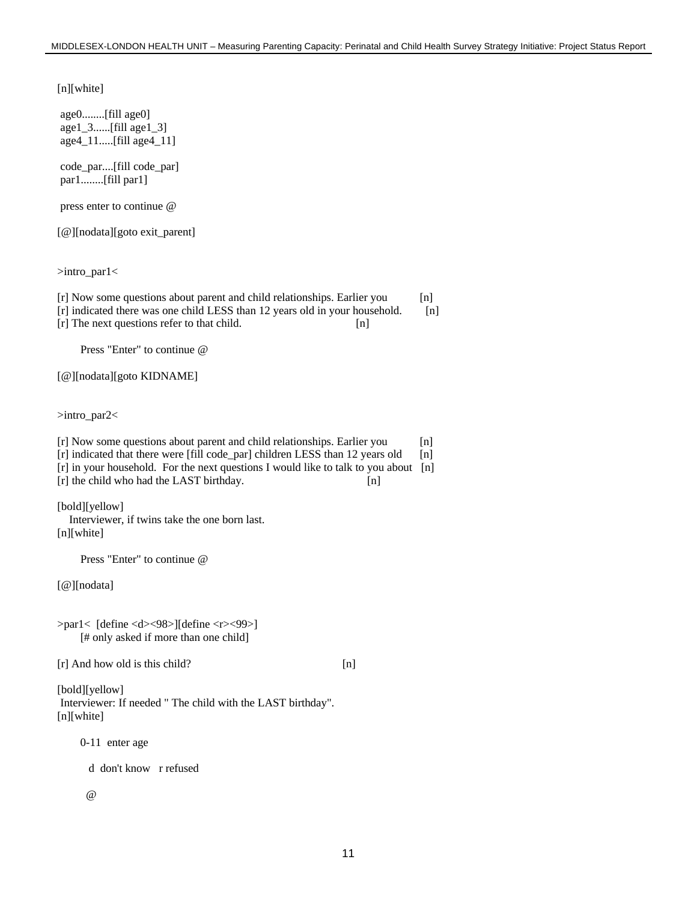[n][white]

 age0........[fill age0]
 age1_3......[fill age1_3]
 age4_11.....[fill age4_11]

 code_par....[fill code_par]
 par1........[fill par1]

 press enter to continue @

[@][nodata][goto exit_parent]

>intro_par1<

[r] Now some questions about parent and child relationships. Earlier you [n]
[r] indicated there was one child LESS than 12 years old in your household. [n]
[r] The next questions refer to that child. [n]

Press "Enter" to continue @

[@][nodata][goto KIDNAME]

>intro_par2<

[r] Now some questions about parent and child relationships. Earlier you [n]
[r] indicated that there were [fill code_par] children LESS than 12 years old [n]
[r] in your household. For the next questions I would like to talk to you about [n]
[r] the child who had the LAST birthday. [n]

[bold][yellow]
Interviewer, if twins take the one born last.
[n][white]

Press "Enter" to continue @

[@][nodata]

>par1< [define <d><98>][define <r><99>]
[# only asked if more than one child]

[r] And how old is this child? [n]

[bold][yellow]
Interviewer: If needed " The child with the LAST birthday".
[n][white]

0-11 enter age

d don't know r refused

@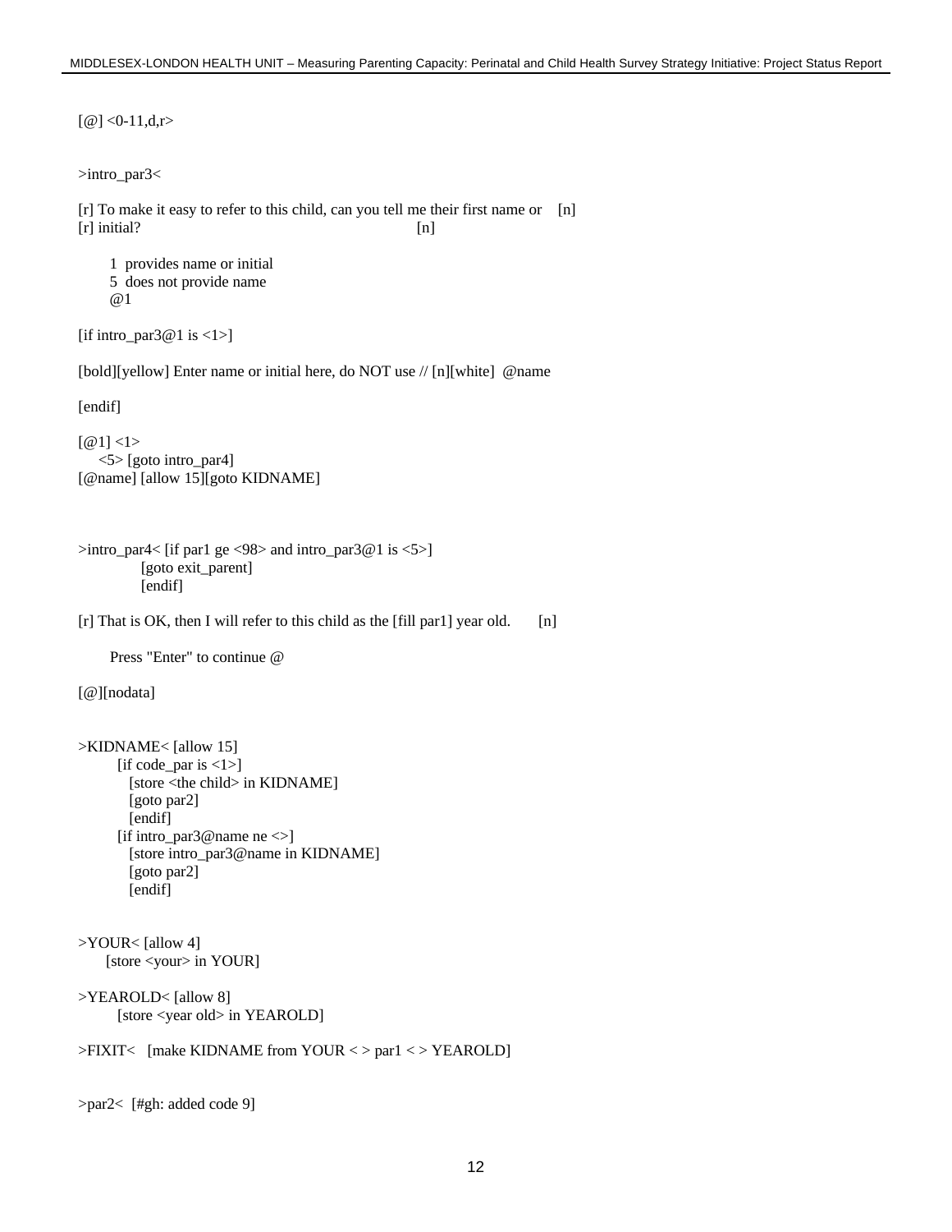```
[@] <0-11,d,r>


>intro_par3<

[r] To make it easy to refer to this child, can you tell me their first name or    [n]
[r] initial?                                                      [n]

      1  provides name or initial
      5  does not provide name
      @1

[if intro_par3@1 is <1>]

[bold][yellow] Enter name or initial here, do NOT use // [n][white]  @name

[endif]

[@1] <1>
     <5> [goto intro_par4]
[@name] [allow 15][goto KIDNAME]



>intro_par4< [if par1 ge <98> and intro_par3@1 is <5>]
             [goto exit_parent]
             [endif]

[r] That is OK, then I will refer to this child as the [fill par1] year old.       [n]

      Press "Enter" to continue @

[@][nodata]


>KIDNAME< [allow 15]
        [if code_par is <1>]
          [store <the child> in KIDNAME]
          [goto par2]
          [endif]
        [if intro_par3@name ne <>]
          [store intro_par3@name in KIDNAME]
          [goto par2]
          [endif]


>YOUR< [allow 4]
      [store <your> in YOUR]

>YEAROLD< [allow 8]
        [store <year old> in YEAROLD]

>FIXIT<   [make KIDNAME from YOUR < > par1 < > YEAROLD]


>par2<  [#gh: added code 9]
```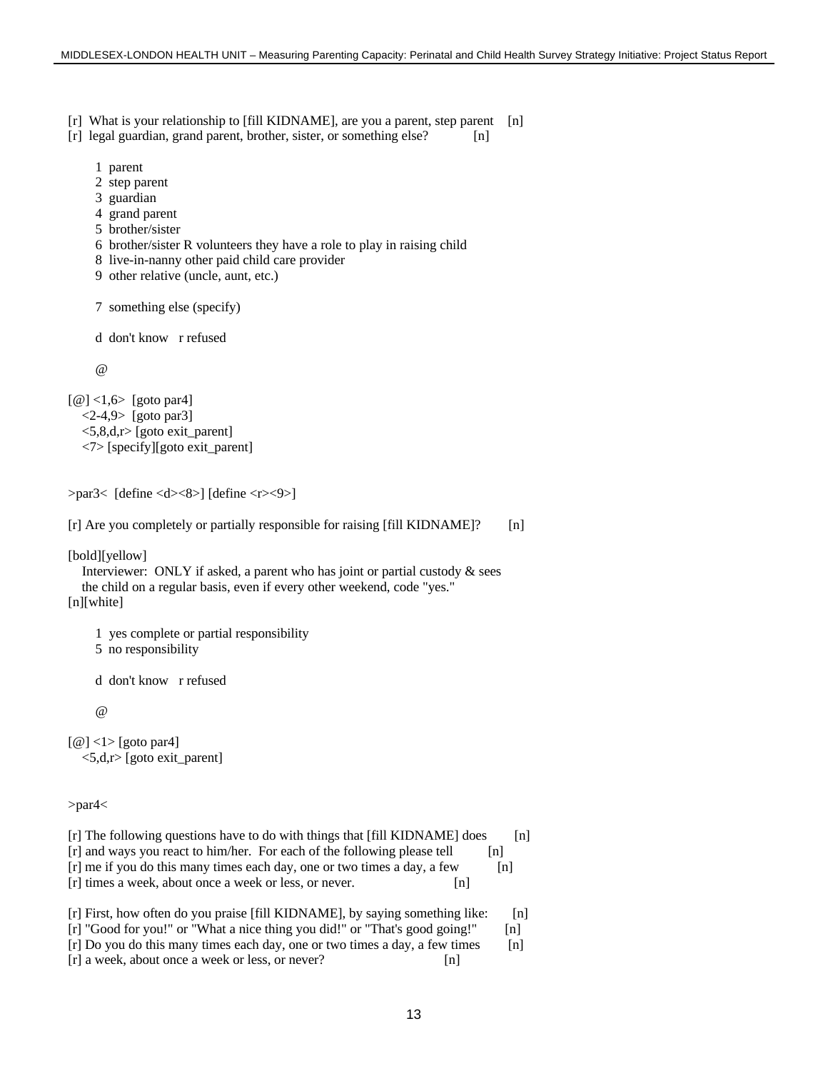[r]  What is your relationship to [fill KIDNAME], are you a parent, step parent    [n]
[r]  legal guardian, grand parent, brother, sister, or something else?           [n]

1  parent
2  step parent
3  guardian
4  grand parent
5  brother/sister
6  brother/sister R volunteers they have a role to play in raising child
8  live-in-nanny other paid child care provider
9  other relative (uncle, aunt, etc.)

7  something else (specify)

d  don't know   r refused

@

[@] <1,6>  [goto par4]
<2-4,9>  [goto par3]
<5,8,d,r> [goto exit_parent]
<7> [specify][goto exit_parent]

>par3<  [define <d><8>] [define <r><9>]

[r] Are you completely or partially responsible for raising [fill KIDNAME]?        [n]

[bold][yellow]
Interviewer:  ONLY if asked, a parent who has joint or partial custody & sees
the child on a regular basis, even if every other weekend, code "yes."
[n][white]

1  yes complete or partial responsibility
5  no responsibility

d  don't know   r refused

@

[@] <1> [goto par4]
<5,d,r> [goto exit_parent]

>par4<

[r] The following questions have to do with things that [fill KIDNAME] does        [n]
[r] and ways you react to him/her.  For each of the following please tell          [n]
[r] me if you do this many times each day, one or two times a day, a few           [n]
[r] times a week, about once a week or less, or never.                             [n]

[r] First, how often do you praise [fill KIDNAME], by saying something like:       [n]
[r] "Good for you!" or "What a nice thing you did!" or "That's good going!"        [n]
[r] Do you do this many times each day, one or two times a day, a few times        [n]
[r] a week, about once a week or less, or never?                                   [n]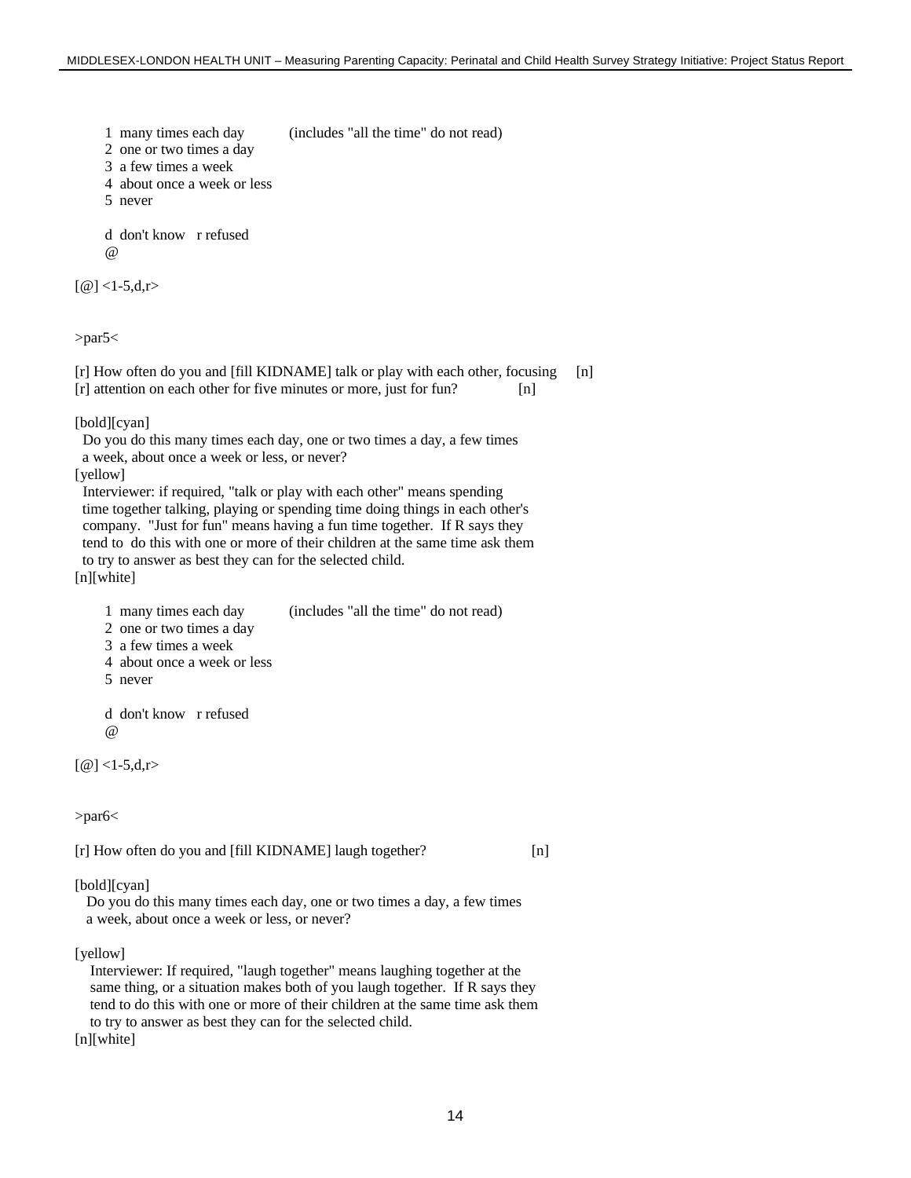1 many times each day (includes "all the time" do not read)
2 one or two times a day
3 a few times a week
4 about once a week or less
5 never

d don't know r refused
@

[@] <1-5,d,r>

>par5<

[r] How often do you and [fill KIDNAME] talk or play with each other, focusing [n]
[r] attention on each other for five minutes or more, just for fun? [n]

[bold][cyan]
Do you do this many times each day, one or two times a day, a few times a week, about once a week or less, or never?
[yellow]
Interviewer: if required, "talk or play with each other" means spending time together talking, playing or spending time doing things in each other's company. "Just for fun" means having a fun time together. If R says they tend to do this with one or more of their children at the same time ask them to try to answer as best they can for the selected child.
[n][white]

1 many times each day (includes "all the time" do not read)
2 one or two times a day
3 a few times a week
4 about once a week or less
5 never

d don't know r refused
@

[@] <1-5,d,r>

>par6<

[r] How often do you and [fill KIDNAME] laugh together? [n]

[bold][cyan]
Do you do this many times each day, one or two times a day, a few times a week, about once a week or less, or never?

[yellow]
Interviewer: If required, "laugh together" means laughing together at the same thing, or a situation makes both of you laugh together. If R says they tend to do this with one or more of their children at the same time ask them to try to answer as best they can for the selected child.
[n][white]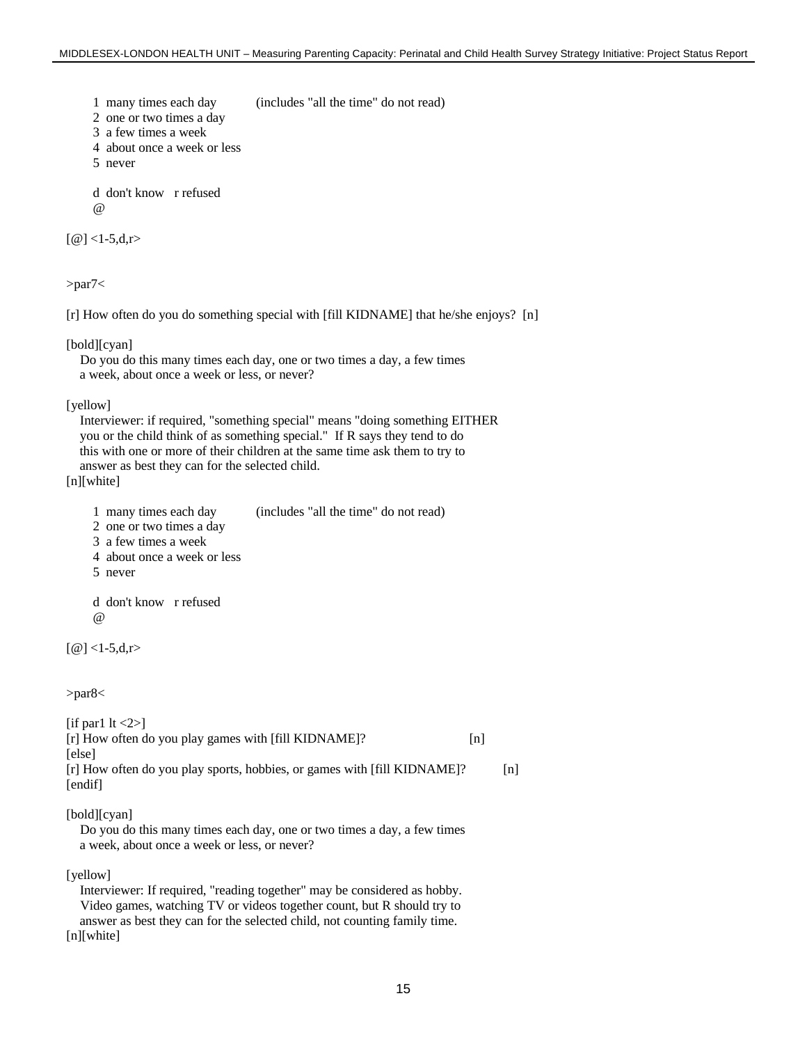1 many times each day (includes "all the time" do not read)
2 one or two times a day
3 a few times a week
4 about once a week or less
5 never

d don't know r refused
@

[@] <1-5,d,r>

>par7<

[r] How often do you do something special with [fill KIDNAME] that he/she enjoys? [n]

[bold][cyan]
Do you do this many times each day, one or two times a day, a few times a week, about once a week or less, or never?

[yellow]
Interviewer: if required, "something special" means "doing something EITHER you or the child think of as something special." If R says they tend to do this with one or more of their children at the same time ask them to try to answer as best they can for the selected child.
[n][white]

1 many times each day (includes "all the time" do not read)
2 one or two times a day
3 a few times a week
4 about once a week or less
5 never

d don't know r refused
@

[@] <1-5,d,r>

>par8<

[if par1 lt <2>]
[r] How often do you play games with [fill KIDNAME]? [n]
[else]
[r] How often do you play sports, hobbies, or games with [fill KIDNAME]? [n]
[endif]

[bold][cyan]
Do you do this many times each day, one or two times a day, a few times a week, about once a week or less, or never?

[yellow]
Interviewer: If required, "reading together" may be considered as hobby. Video games, watching TV or videos together count, but R should try to answer as best they can for the selected child, not counting family time.
[n][white]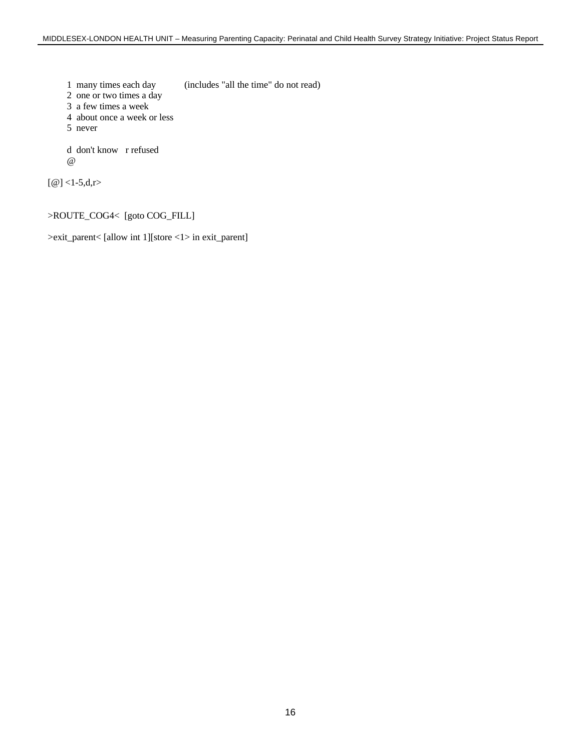1 many times each day (includes "all the time" do not read)
2 one or two times a day
3 a few times a week
4 about once a week or less
5 never

d don't know r refused
@

[@] <1-5,d,r>

>ROUTE_COG4< [goto COG_FILL]

>exit_parent< [allow int 1][store <1> in exit_parent]